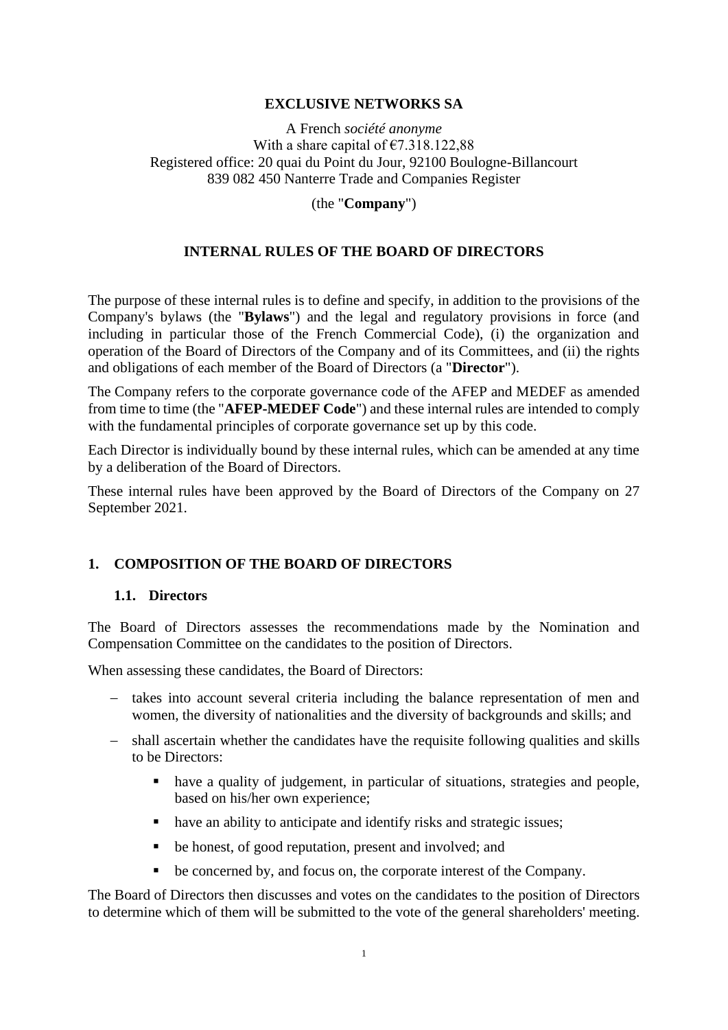**EXCLUSIVE NETWORKS SA**

A French *société anonyme*
With a share capital of €7.318.122,88
Registered office: 20 quai du Point du Jour, 92100 Boulogne-Billancourt
839 082 450 Nanterre Trade and Companies Register

(the "**Company**")

# INTERNAL RULES OF THE BOARD OF DIRECTORS

The purpose of these internal rules is to define and specify, in addition to the provisions of the Company's bylaws (the "**Bylaws**") and the legal and regulatory provisions in force (and including in particular those of the French Commercial Code), (i) the organization and operation of the Board of Directors of the Company and of its Committees, and (ii) the rights and obligations of each member of the Board of Directors (a "**Director**").

The Company refers to the corporate governance code of the AFEP and MEDEF as amended from time to time (the "**AFEP-MEDEF Code**") and these internal rules are intended to comply with the fundamental principles of corporate governance set up by this code.

Each Director is individually bound by these internal rules, which can be amended at any time by a deliberation of the Board of Directors.

These internal rules have been approved by the Board of Directors of the Company on 27 September 2021.

## 1. COMPOSITION OF THE BOARD OF DIRECTORS

### 1.1. Directors

The Board of Directors assesses the recommendations made by the Nomination and Compensation Committee on the candidates to the position of Directors.

When assessing these candidates, the Board of Directors:

- takes into account several criteria including the balance representation of men and women, the diversity of nationalities and the diversity of backgrounds and skills; and
- shall ascertain whether the candidates have the requisite following qualities and skills to be Directors:
  - have a quality of judgement, in particular of situations, strategies and people, based on his/her own experience;
  - have an ability to anticipate and identify risks and strategic issues;
  - be honest, of good reputation, present and involved; and
  - be concerned by, and focus on, the corporate interest of the Company.

The Board of Directors then discusses and votes on the candidates to the position of Directors to determine which of them will be submitted to the vote of the general shareholders' meeting.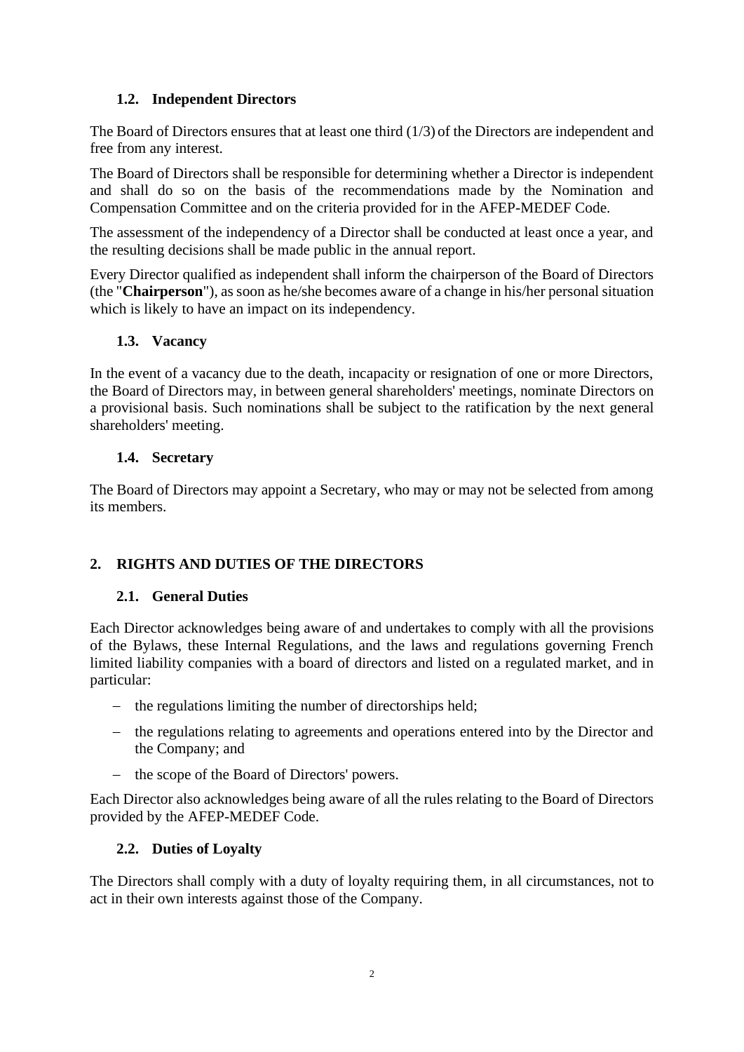### 1.2. Independent Directors

The Board of Directors ensures that at least one third (1/3) of the Directors are independent and free from any interest.

The Board of Directors shall be responsible for determining whether a Director is independent and shall do so on the basis of the recommendations made by the Nomination and Compensation Committee and on the criteria provided for in the AFEP-MEDEF Code.

The assessment of the independency of a Director shall be conducted at least once a year, and the resulting decisions shall be made public in the annual report.

Every Director qualified as independent shall inform the chairperson of the Board of Directors (the "**Chairperson**"), as soon as he/she becomes aware of a change in his/her personal situation which is likely to have an impact on its independency.

### 1.3. Vacancy

In the event of a vacancy due to the death, incapacity or resignation of one or more Directors, the Board of Directors may, in between general shareholders' meetings, nominate Directors on a provisional basis. Such nominations shall be subject to the ratification by the next general shareholders' meeting.

### 1.4. Secretary

The Board of Directors may appoint a Secretary, who may or may not be selected from among its members.

## 2. RIGHTS AND DUTIES OF THE DIRECTORS

### 2.1. General Duties

Each Director acknowledges being aware of and undertakes to comply with all the provisions of the Bylaws, these Internal Regulations, and the laws and regulations governing French limited liability companies with a board of directors and listed on a regulated market, and in particular:

- the regulations limiting the number of directorships held;
- the regulations relating to agreements and operations entered into by the Director and the Company; and
- the scope of the Board of Directors' powers.

Each Director also acknowledges being aware of all the rules relating to the Board of Directors provided by the AFEP-MEDEF Code.

### 2.2. Duties of Loyalty

The Directors shall comply with a duty of loyalty requiring them, in all circumstances, not to act in their own interests against those of the Company.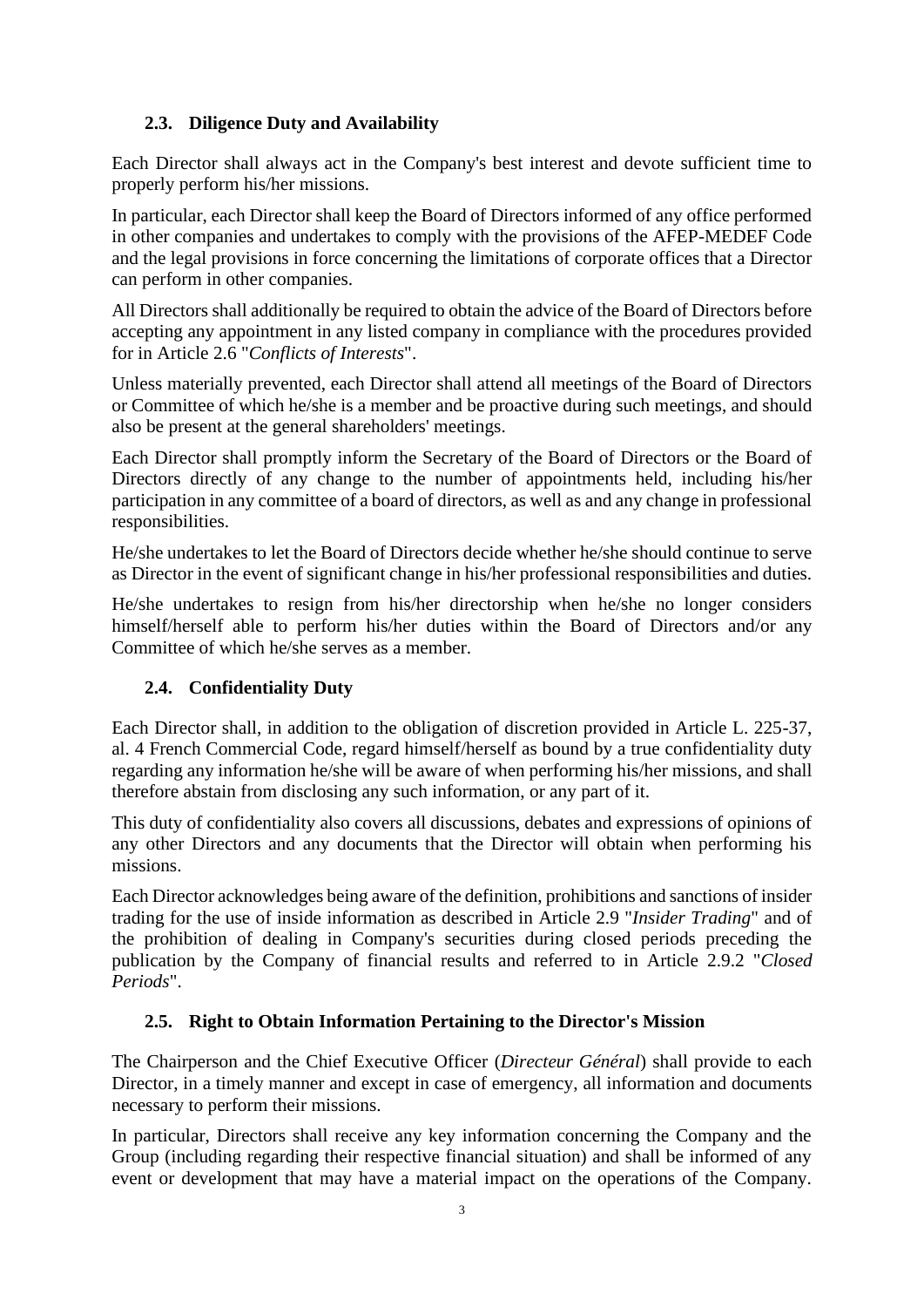### 2.3. Diligence Duty and Availability

Each Director shall always act in the Company's best interest and devote sufficient time to properly perform his/her missions.

In particular, each Director shall keep the Board of Directors informed of any office performed in other companies and undertakes to comply with the provisions of the AFEP-MEDEF Code and the legal provisions in force concerning the limitations of corporate offices that a Director can perform in other companies.

All Directors shall additionally be required to obtain the advice of the Board of Directors before accepting any appointment in any listed company in compliance with the procedures provided for in Article 2.6 "*Conflicts of Interests*".

Unless materially prevented, each Director shall attend all meetings of the Board of Directors or Committee of which he/she is a member and be proactive during such meetings, and should also be present at the general shareholders' meetings.

Each Director shall promptly inform the Secretary of the Board of Directors or the Board of Directors directly of any change to the number of appointments held, including his/her participation in any committee of a board of directors, as well as and any change in professional responsibilities.

He/she undertakes to let the Board of Directors decide whether he/she should continue to serve as Director in the event of significant change in his/her professional responsibilities and duties.

He/she undertakes to resign from his/her directorship when he/she no longer considers himself/herself able to perform his/her duties within the Board of Directors and/or any Committee of which he/she serves as a member.

### 2.4. Confidentiality Duty

Each Director shall, in addition to the obligation of discretion provided in Article L. 225-37, al. 4 French Commercial Code, regard himself/herself as bound by a true confidentiality duty regarding any information he/she will be aware of when performing his/her missions, and shall therefore abstain from disclosing any such information, or any part of it.

This duty of confidentiality also covers all discussions, debates and expressions of opinions of any other Directors and any documents that the Director will obtain when performing his missions.

Each Director acknowledges being aware of the definition, prohibitions and sanctions of insider trading for the use of inside information as described in Article 2.9 "*Insider Trading*" and of the prohibition of dealing in Company's securities during closed periods preceding the publication by the Company of financial results and referred to in Article 2.9.2 "*Closed Periods*".

### 2.5. Right to Obtain Information Pertaining to the Director's Mission

The Chairperson and the Chief Executive Officer (*Directeur Général*) shall provide to each Director, in a timely manner and except in case of emergency, all information and documents necessary to perform their missions.

In particular, Directors shall receive any key information concerning the Company and the Group (including regarding their respective financial situation) and shall be informed of any event or development that may have a material impact on the operations of the Company.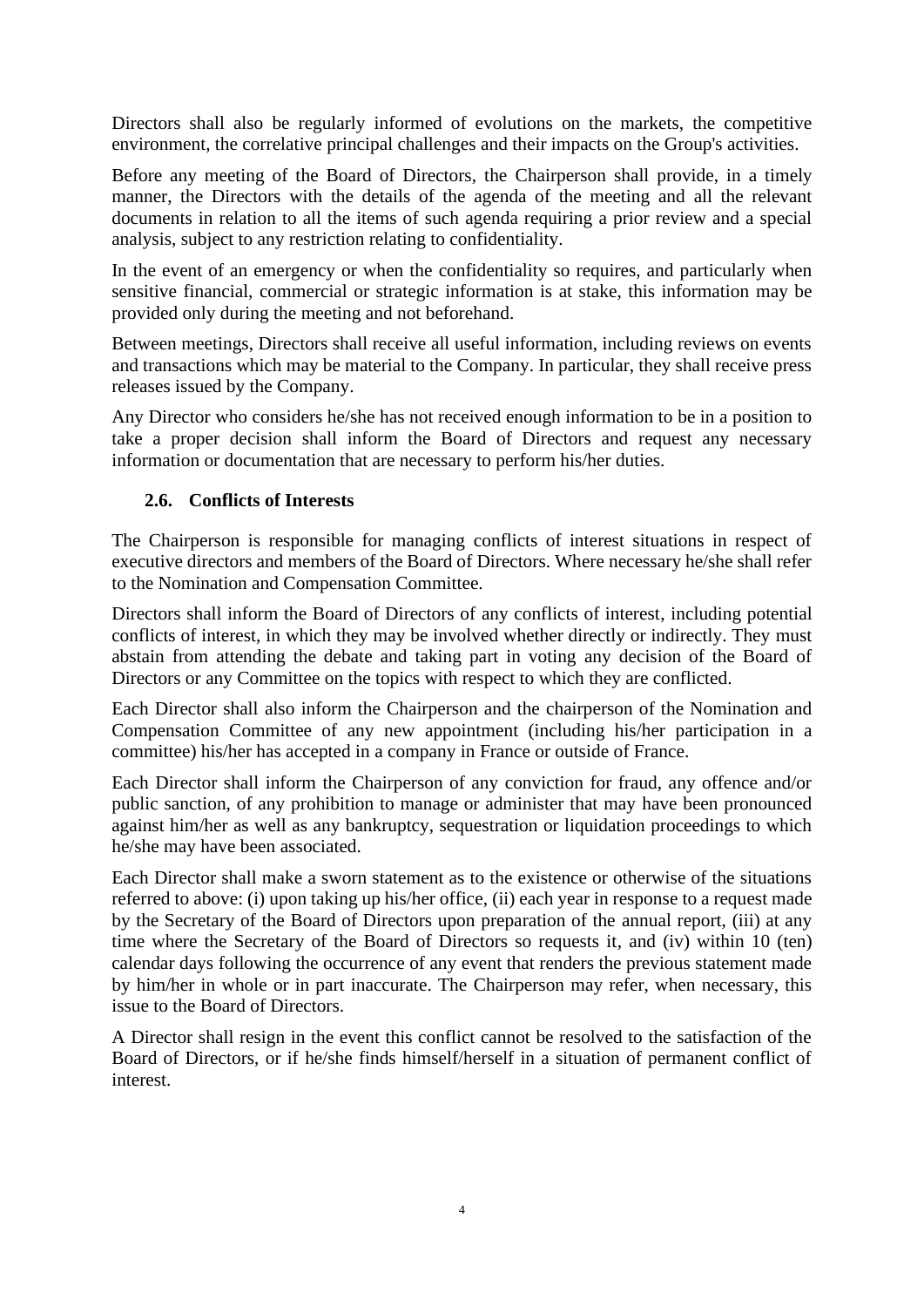Directors shall also be regularly informed of evolutions on the markets, the competitive environment, the correlative principal challenges and their impacts on the Group's activities.

Before any meeting of the Board of Directors, the Chairperson shall provide, in a timely manner, the Directors with the details of the agenda of the meeting and all the relevant documents in relation to all the items of such agenda requiring a prior review and a special analysis, subject to any restriction relating to confidentiality.

In the event of an emergency or when the confidentiality so requires, and particularly when sensitive financial, commercial or strategic information is at stake, this information may be provided only during the meeting and not beforehand.

Between meetings, Directors shall receive all useful information, including reviews on events and transactions which may be material to the Company. In particular, they shall receive press releases issued by the Company.

Any Director who considers he/she has not received enough information to be in a position to take a proper decision shall inform the Board of Directors and request any necessary information or documentation that are necessary to perform his/her duties.

### 2.6. Conflicts of Interests

The Chairperson is responsible for managing conflicts of interest situations in respect of executive directors and members of the Board of Directors. Where necessary he/she shall refer to the Nomination and Compensation Committee.

Directors shall inform the Board of Directors of any conflicts of interest, including potential conflicts of interest, in which they may be involved whether directly or indirectly. They must abstain from attending the debate and taking part in voting any decision of the Board of Directors or any Committee on the topics with respect to which they are conflicted.

Each Director shall also inform the Chairperson and the chairperson of the Nomination and Compensation Committee of any new appointment (including his/her participation in a committee) his/her has accepted in a company in France or outside of France.

Each Director shall inform the Chairperson of any conviction for fraud, any offence and/or public sanction, of any prohibition to manage or administer that may have been pronounced against him/her as well as any bankruptcy, sequestration or liquidation proceedings to which he/she may have been associated.

Each Director shall make a sworn statement as to the existence or otherwise of the situations referred to above: (i) upon taking up his/her office, (ii) each year in response to a request made by the Secretary of the Board of Directors upon preparation of the annual report, (iii) at any time where the Secretary of the Board of Directors so requests it, and (iv) within 10 (ten) calendar days following the occurrence of any event that renders the previous statement made by him/her in whole or in part inaccurate. The Chairperson may refer, when necessary, this issue to the Board of Directors.

A Director shall resign in the event this conflict cannot be resolved to the satisfaction of the Board of Directors, or if he/she finds himself/herself in a situation of permanent conflict of interest.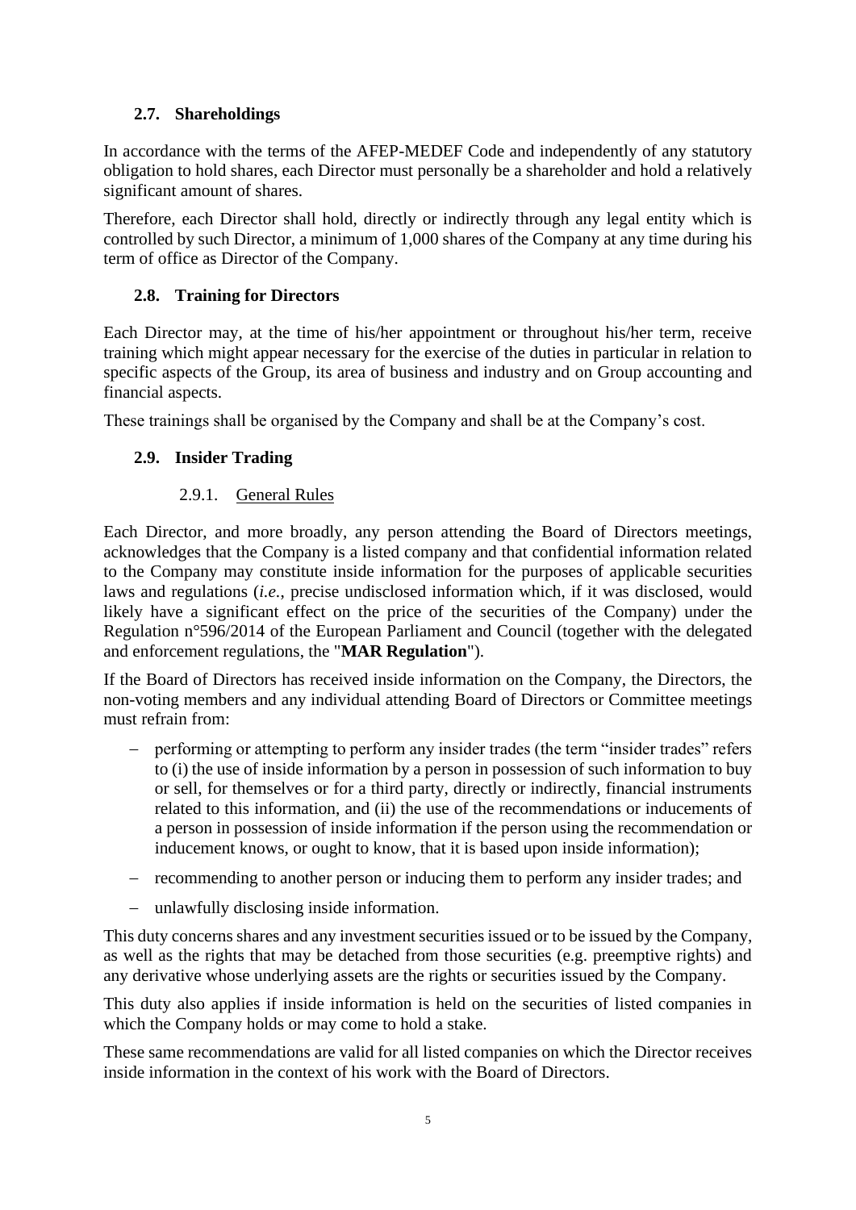## 2.7. Shareholdings

In accordance with the terms of the AFEP-MEDEF Code and independently of any statutory obligation to hold shares, each Director must personally be a shareholder and hold a relatively significant amount of shares.

Therefore, each Director shall hold, directly or indirectly through any legal entity which is controlled by such Director, a minimum of 1,000 shares of the Company at any time during his term of office as Director of the Company.

## 2.8. Training for Directors

Each Director may, at the time of his/her appointment or throughout his/her term, receive training which might appear necessary for the exercise of the duties in particular in relation to specific aspects of the Group, its area of business and industry and on Group accounting and financial aspects.

These trainings shall be organised by the Company and shall be at the Company's cost.

## 2.9. Insider Trading

### 2.9.1. General Rules

Each Director, and more broadly, any person attending the Board of Directors meetings, acknowledges that the Company is a listed company and that confidential information related to the Company may constitute inside information for the purposes of applicable securities laws and regulations (*i.e.*, precise undisclosed information which, if it was disclosed, would likely have a significant effect on the price of the securities of the Company) under the Regulation n°596/2014 of the European Parliament and Council (together with the delegated and enforcement regulations, the "**MAR Regulation**").

If the Board of Directors has received inside information on the Company, the Directors, the non-voting members and any individual attending Board of Directors or Committee meetings must refrain from:

- performing or attempting to perform any insider trades (the term "insider trades" refers to (i) the use of inside information by a person in possession of such information to buy or sell, for themselves or for a third party, directly or indirectly, financial instruments related to this information, and (ii) the use of the recommendations or inducements of a person in possession of inside information if the person using the recommendation or inducement knows, or ought to know, that it is based upon inside information);
- recommending to another person or inducing them to perform any insider trades; and
- unlawfully disclosing inside information.

This duty concerns shares and any investment securities issued or to be issued by the Company, as well as the rights that may be detached from those securities (e.g. preemptive rights) and any derivative whose underlying assets are the rights or securities issued by the Company.

This duty also applies if inside information is held on the securities of listed companies in which the Company holds or may come to hold a stake.

These same recommendations are valid for all listed companies on which the Director receives inside information in the context of his work with the Board of Directors.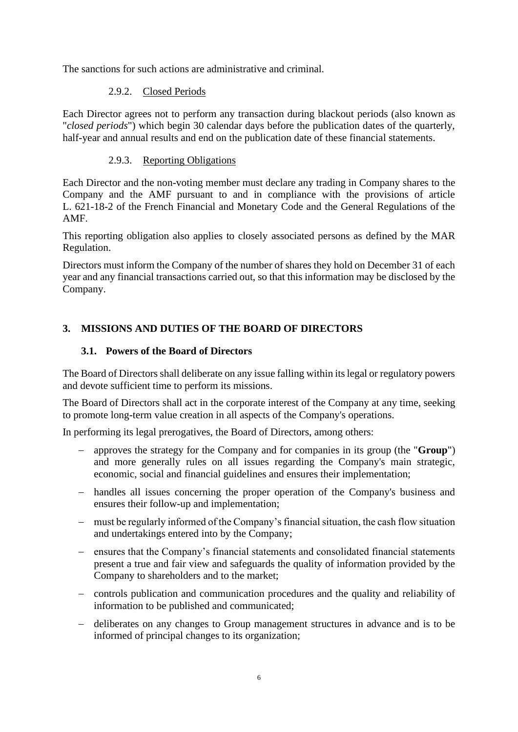The sanctions for such actions are administrative and criminal.

#### 2.9.2. Closed Periods

Each Director agrees not to perform any transaction during blackout periods (also known as "*closed periods*") which begin 30 calendar days before the publication dates of the quarterly, half-year and annual results and end on the publication date of these financial statements.

#### 2.9.3. Reporting Obligations

Each Director and the non-voting member must declare any trading in Company shares to the Company and the AMF pursuant to and in compliance with the provisions of article L. 621-18-2 of the French Financial and Monetary Code and the General Regulations of the AMF.

This reporting obligation also applies to closely associated persons as defined by the MAR Regulation.

Directors must inform the Company of the number of shares they hold on December 31 of each year and any financial transactions carried out, so that this information may be disclosed by the Company.

## 3. MISSIONS AND DUTIES OF THE BOARD OF DIRECTORS

### 3.1. Powers of the Board of Directors

The Board of Directors shall deliberate on any issue falling within its legal or regulatory powers and devote sufficient time to perform its missions.

The Board of Directors shall act in the corporate interest of the Company at any time, seeking to promote long-term value creation in all aspects of the Company's operations.

In performing its legal prerogatives, the Board of Directors, among others:

- approves the strategy for the Company and for companies in its group (the "**Group**") and more generally rules on all issues regarding the Company's main strategic, economic, social and financial guidelines and ensures their implementation;
- handles all issues concerning the proper operation of the Company's business and ensures their follow-up and implementation;
- must be regularly informed of the Company's financial situation, the cash flow situation and undertakings entered into by the Company;
- ensures that the Company's financial statements and consolidated financial statements present a true and fair view and safeguards the quality of information provided by the Company to shareholders and to the market;
- controls publication and communication procedures and the quality and reliability of information to be published and communicated;
- deliberates on any changes to Group management structures in advance and is to be informed of principal changes to its organization;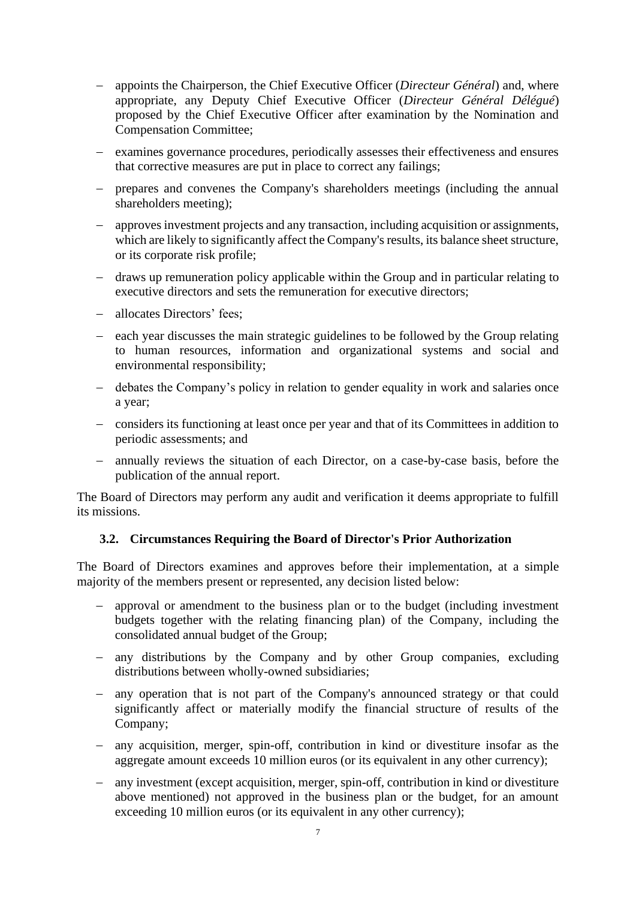- appoints the Chairperson, the Chief Executive Officer (*Directeur Général*) and, where appropriate, any Deputy Chief Executive Officer (*Directeur Général Délégué*) proposed by the Chief Executive Officer after examination by the Nomination and Compensation Committee;
- examines governance procedures, periodically assesses their effectiveness and ensures that corrective measures are put in place to correct any failings;
- prepares and convenes the Company's shareholders meetings (including the annual shareholders meeting);
- approves investment projects and any transaction, including acquisition or assignments, which are likely to significantly affect the Company's results, its balance sheet structure, or its corporate risk profile;
- draws up remuneration policy applicable within the Group and in particular relating to executive directors and sets the remuneration for executive directors;
- allocates Directors' fees;
- each year discusses the main strategic guidelines to be followed by the Group relating to human resources, information and organizational systems and social and environmental responsibility;
- debates the Company's policy in relation to gender equality in work and salaries once a year;
- considers its functioning at least once per year and that of its Committees in addition to periodic assessments; and
- annually reviews the situation of each Director, on a case-by-case basis, before the publication of the annual report.

The Board of Directors may perform any audit and verification it deems appropriate to fulfill its missions.

### 3.2. Circumstances Requiring the Board of Director's Prior Authorization

The Board of Directors examines and approves before their implementation, at a simple majority of the members present or represented, any decision listed below:

- approval or amendment to the business plan or to the budget (including investment budgets together with the relating financing plan) of the Company, including the consolidated annual budget of the Group;
- any distributions by the Company and by other Group companies, excluding distributions between wholly-owned subsidiaries;
- any operation that is not part of the Company's announced strategy or that could significantly affect or materially modify the financial structure of results of the Company;
- any acquisition, merger, spin-off, contribution in kind or divestiture insofar as the aggregate amount exceeds 10 million euros (or its equivalent in any other currency);
- any investment (except acquisition, merger, spin-off, contribution in kind or divestiture above mentioned) not approved in the business plan or the budget, for an amount exceeding 10 million euros (or its equivalent in any other currency);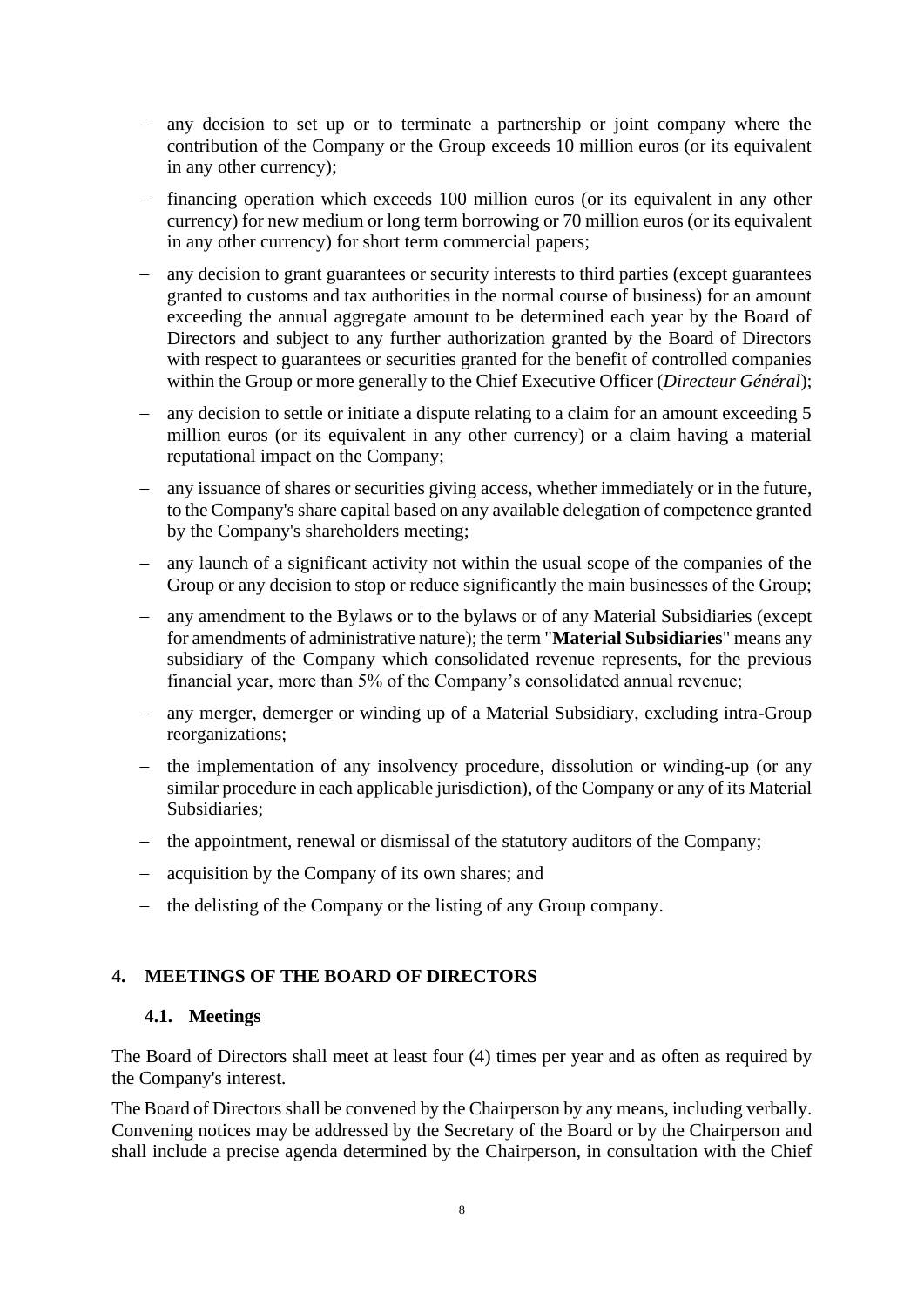- any decision to set up or to terminate a partnership or joint company where the contribution of the Company or the Group exceeds 10 million euros (or its equivalent in any other currency);
- financing operation which exceeds 100 million euros (or its equivalent in any other currency) for new medium or long term borrowing or 70 million euros (or its equivalent in any other currency) for short term commercial papers;
- any decision to grant guarantees or security interests to third parties (except guarantees granted to customs and tax authorities in the normal course of business) for an amount exceeding the annual aggregate amount to be determined each year by the Board of Directors and subject to any further authorization granted by the Board of Directors with respect to guarantees or securities granted for the benefit of controlled companies within the Group or more generally to the Chief Executive Officer (*Directeur Général*);
- any decision to settle or initiate a dispute relating to a claim for an amount exceeding 5 million euros (or its equivalent in any other currency) or a claim having a material reputational impact on the Company;
- any issuance of shares or securities giving access, whether immediately or in the future, to the Company's share capital based on any available delegation of competence granted by the Company's shareholders meeting;
- any launch of a significant activity not within the usual scope of the companies of the Group or any decision to stop or reduce significantly the main businesses of the Group;
- any amendment to the Bylaws or to the bylaws or of any Material Subsidiaries (except for amendments of administrative nature); the term "**Material Subsidiaries**" means any subsidiary of the Company which consolidated revenue represents, for the previous financial year, more than 5% of the Company's consolidated annual revenue;
- any merger, demerger or winding up of a Material Subsidiary, excluding intra-Group reorganizations;
- the implementation of any insolvency procedure, dissolution or winding-up (or any similar procedure in each applicable jurisdiction), of the Company or any of its Material Subsidiaries;
- the appointment, renewal or dismissal of the statutory auditors of the Company;
- acquisition by the Company of its own shares; and
- the delisting of the Company or the listing of any Group company.

## 4. MEETINGS OF THE BOARD OF DIRECTORS

### 4.1. Meetings

The Board of Directors shall meet at least four (4) times per year and as often as required by the Company's interest.

The Board of Directors shall be convened by the Chairperson by any means, including verbally. Convening notices may be addressed by the Secretary of the Board or by the Chairperson and shall include a precise agenda determined by the Chairperson, in consultation with the Chief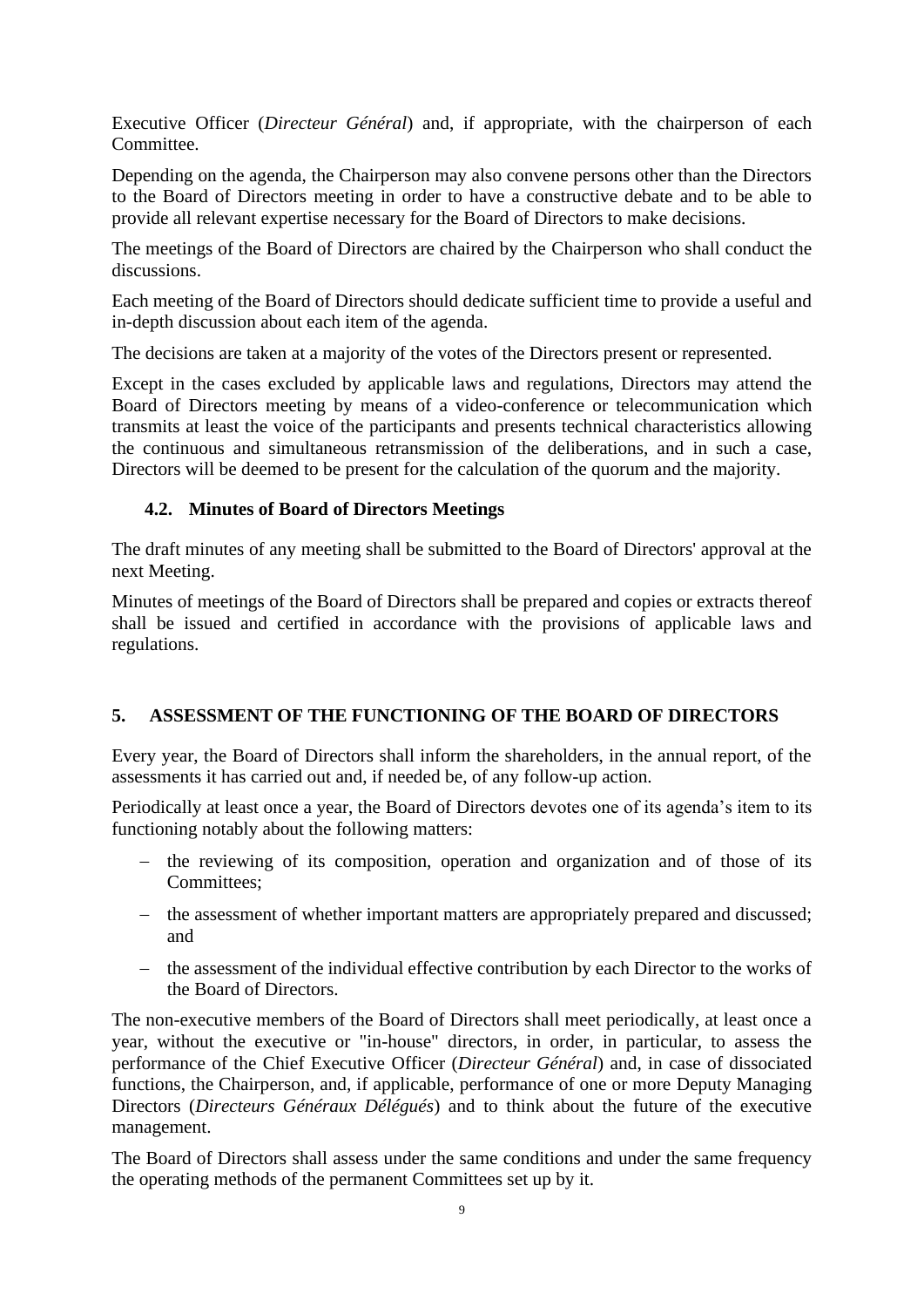Executive Officer (*Directeur Général*) and, if appropriate, with the chairperson of each Committee.

Depending on the agenda, the Chairperson may also convene persons other than the Directors to the Board of Directors meeting in order to have a constructive debate and to be able to provide all relevant expertise necessary for the Board of Directors to make decisions.

The meetings of the Board of Directors are chaired by the Chairperson who shall conduct the discussions.

Each meeting of the Board of Directors should dedicate sufficient time to provide a useful and in-depth discussion about each item of the agenda.

The decisions are taken at a majority of the votes of the Directors present or represented.

Except in the cases excluded by applicable laws and regulations, Directors may attend the Board of Directors meeting by means of a video-conference or telecommunication which transmits at least the voice of the participants and presents technical characteristics allowing the continuous and simultaneous retransmission of the deliberations, and in such a case, Directors will be deemed to be present for the calculation of the quorum and the majority.

### 4.2. Minutes of Board of Directors Meetings

The draft minutes of any meeting shall be submitted to the Board of Directors' approval at the next Meeting.

Minutes of meetings of the Board of Directors shall be prepared and copies or extracts thereof shall be issued and certified in accordance with the provisions of applicable laws and regulations.

## 5. ASSESSMENT OF THE FUNCTIONING OF THE BOARD OF DIRECTORS

Every year, the Board of Directors shall inform the shareholders, in the annual report, of the assessments it has carried out and, if needed be, of any follow-up action.

Periodically at least once a year, the Board of Directors devotes one of its agenda's item to its functioning notably about the following matters:

- the reviewing of its composition, operation and organization and of those of its Committees;
- the assessment of whether important matters are appropriately prepared and discussed; and
- the assessment of the individual effective contribution by each Director to the works of the Board of Directors.

The non-executive members of the Board of Directors shall meet periodically, at least once a year, without the executive or "in-house" directors, in order, in particular, to assess the performance of the Chief Executive Officer (*Directeur Général*) and, in case of dissociated functions, the Chairperson, and, if applicable, performance of one or more Deputy Managing Directors (*Directeurs Généraux Délégués*) and to think about the future of the executive management.

The Board of Directors shall assess under the same conditions and under the same frequency the operating methods of the permanent Committees set up by it.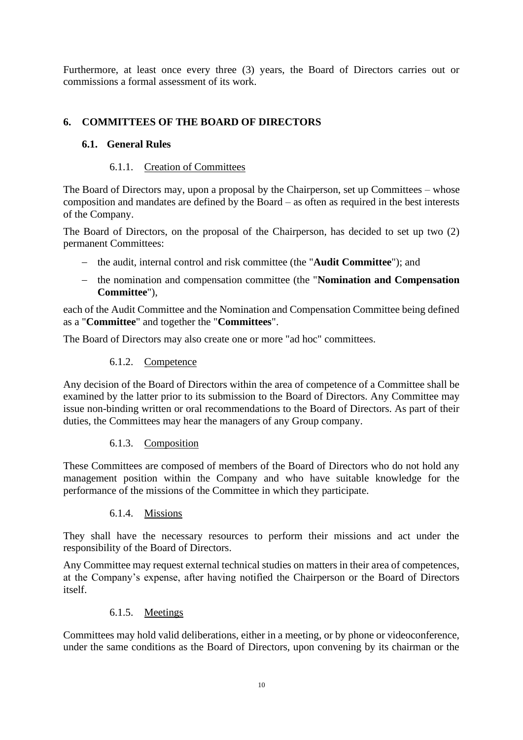Furthermore, at least once every three (3) years, the Board of Directors carries out or commissions a formal assessment of its work.

## 6. COMMITTEES OF THE BOARD OF DIRECTORS

### 6.1. General Rules

#### 6.1.1. Creation of Committees

The Board of Directors may, upon a proposal by the Chairperson, set up Committees – whose composition and mandates are defined by the Board – as often as required in the best interests of the Company.

The Board of Directors, on the proposal of the Chairperson, has decided to set up two (2) permanent Committees:

- the audit, internal control and risk committee (the "**Audit Committee**"); and
- the nomination and compensation committee (the "**Nomination and Compensation Committee**"),

each of the Audit Committee and the Nomination and Compensation Committee being defined as a "**Committee**" and together the "**Committees**".

The Board of Directors may also create one or more "ad hoc" committees.

#### 6.1.2. Competence

Any decision of the Board of Directors within the area of competence of a Committee shall be examined by the latter prior to its submission to the Board of Directors. Any Committee may issue non-binding written or oral recommendations to the Board of Directors. As part of their duties, the Committees may hear the managers of any Group company.

#### 6.1.3. Composition

These Committees are composed of members of the Board of Directors who do not hold any management position within the Company and who have suitable knowledge for the performance of the missions of the Committee in which they participate.

#### 6.1.4. Missions

They shall have the necessary resources to perform their missions and act under the responsibility of the Board of Directors.

Any Committee may request external technical studies on matters in their area of competences, at the Company's expense, after having notified the Chairperson or the Board of Directors itself.

#### 6.1.5. Meetings

Committees may hold valid deliberations, either in a meeting, or by phone or videoconference, under the same conditions as the Board of Directors, upon convening by its chairman or the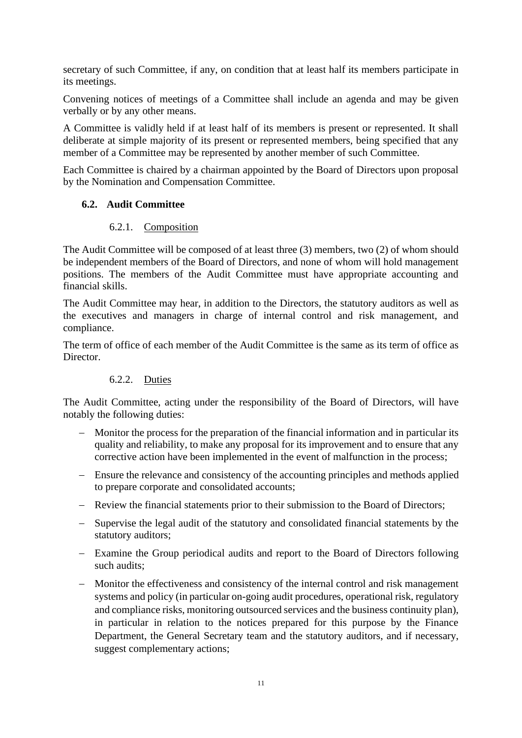secretary of such Committee, if any, on condition that at least half its members participate in its meetings.

Convening notices of meetings of a Committee shall include an agenda and may be given verbally or by any other means.

A Committee is validly held if at least half of its members is present or represented. It shall deliberate at simple majority of its present or represented members, being specified that any member of a Committee may be represented by another member of such Committee.

Each Committee is chaired by a chairman appointed by the Board of Directors upon proposal by the Nomination and Compensation Committee.

## 6.2. Audit Committee

### 6.2.1. Composition

The Audit Committee will be composed of at least three (3) members, two (2) of whom should be independent members of the Board of Directors, and none of whom will hold management positions. The members of the Audit Committee must have appropriate accounting and financial skills.

The Audit Committee may hear, in addition to the Directors, the statutory auditors as well as the executives and managers in charge of internal control and risk management, and compliance.

The term of office of each member of the Audit Committee is the same as its term of office as Director.

### 6.2.2. Duties

The Audit Committee, acting under the responsibility of the Board of Directors, will have notably the following duties:

- Monitor the process for the preparation of the financial information and in particular its quality and reliability, to make any proposal for its improvement and to ensure that any corrective action have been implemented in the event of malfunction in the process;
- Ensure the relevance and consistency of the accounting principles and methods applied to prepare corporate and consolidated accounts;
- Review the financial statements prior to their submission to the Board of Directors;
- Supervise the legal audit of the statutory and consolidated financial statements by the statutory auditors;
- Examine the Group periodical audits and report to the Board of Directors following such audits;
- Monitor the effectiveness and consistency of the internal control and risk management systems and policy (in particular on-going audit procedures, operational risk, regulatory and compliance risks, monitoring outsourced services and the business continuity plan), in particular in relation to the notices prepared for this purpose by the Finance Department, the General Secretary team and the statutory auditors, and if necessary, suggest complementary actions;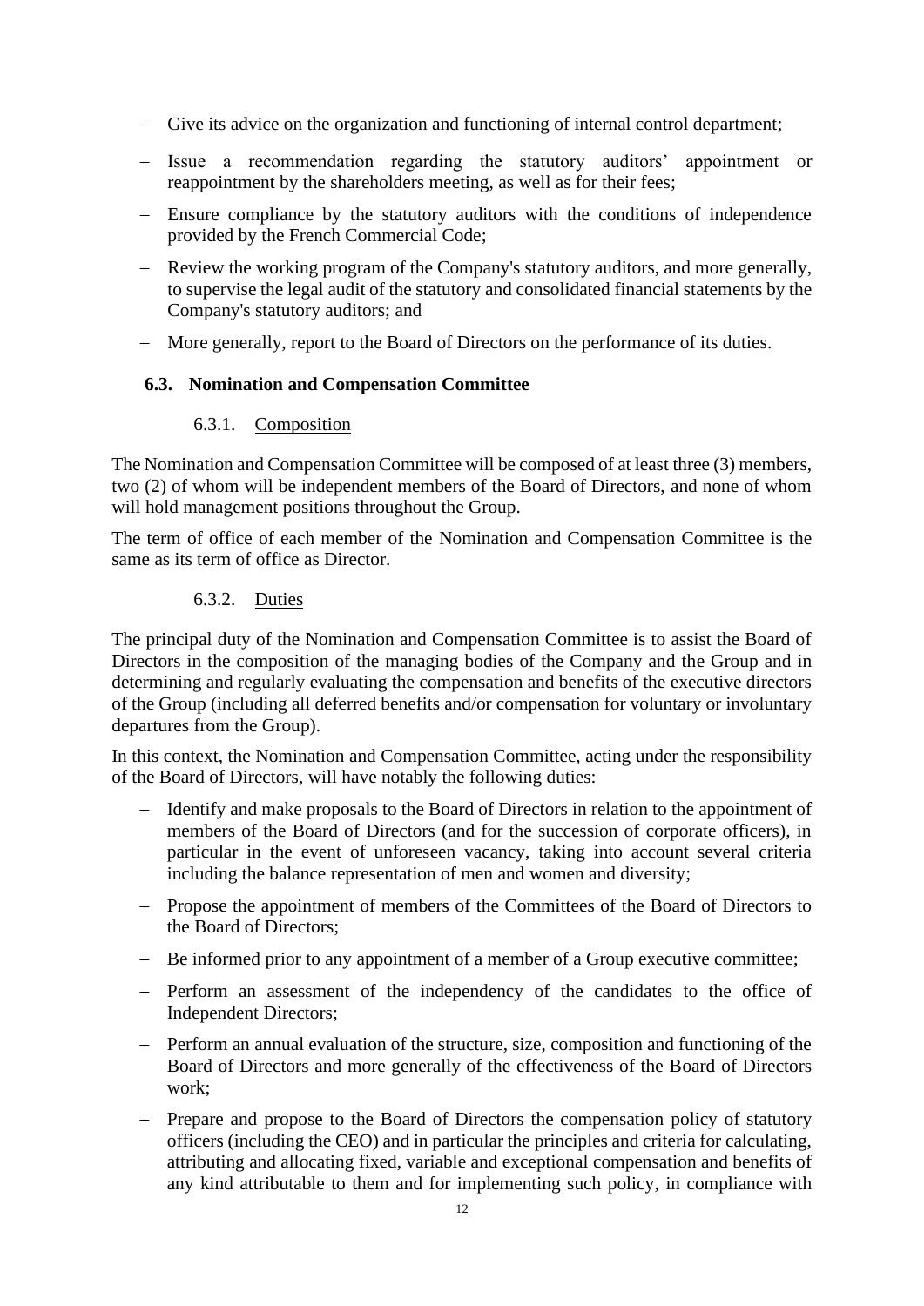- Give its advice on the organization and functioning of internal control department;
- Issue a recommendation regarding the statutory auditors' appointment or reappointment by the shareholders meeting, as well as for their fees;
- Ensure compliance by the statutory auditors with the conditions of independence provided by the French Commercial Code;
- Review the working program of the Company's statutory auditors, and more generally, to supervise the legal audit of the statutory and consolidated financial statements by the Company's statutory auditors; and
- More generally, report to the Board of Directors on the performance of its duties.

### 6.3. Nomination and Compensation Committee

#### 6.3.1. Composition

The Nomination and Compensation Committee will be composed of at least three (3) members, two (2) of whom will be independent members of the Board of Directors, and none of whom will hold management positions throughout the Group.

The term of office of each member of the Nomination and Compensation Committee is the same as its term of office as Director.

#### 6.3.2. Duties

The principal duty of the Nomination and Compensation Committee is to assist the Board of Directors in the composition of the managing bodies of the Company and the Group and in determining and regularly evaluating the compensation and benefits of the executive directors of the Group (including all deferred benefits and/or compensation for voluntary or involuntary departures from the Group).

In this context, the Nomination and Compensation Committee, acting under the responsibility of the Board of Directors, will have notably the following duties:

- Identify and make proposals to the Board of Directors in relation to the appointment of members of the Board of Directors (and for the succession of corporate officers), in particular in the event of unforeseen vacancy, taking into account several criteria including the balance representation of men and women and diversity;
- Propose the appointment of members of the Committees of the Board of Directors to the Board of Directors;
- Be informed prior to any appointment of a member of a Group executive committee;
- Perform an assessment of the independency of the candidates to the office of Independent Directors;
- Perform an annual evaluation of the structure, size, composition and functioning of the Board of Directors and more generally of the effectiveness of the Board of Directors work;
- Prepare and propose to the Board of Directors the compensation policy of statutory officers (including the CEO) and in particular the principles and criteria for calculating, attributing and allocating fixed, variable and exceptional compensation and benefits of any kind attributable to them and for implementing such policy, in compliance with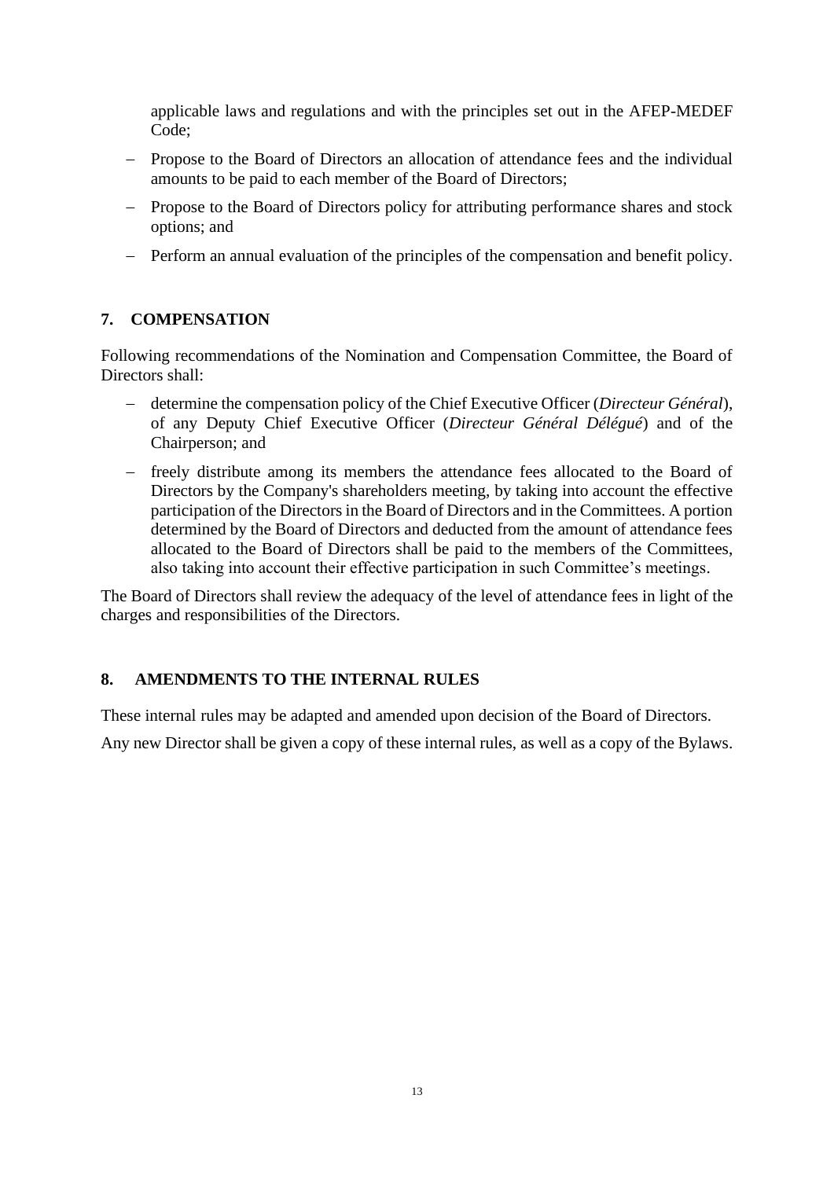applicable laws and regulations and with the principles set out in the AFEP-MEDEF Code;

- Propose to the Board of Directors an allocation of attendance fees and the individual amounts to be paid to each member of the Board of Directors;
- Propose to the Board of Directors policy for attributing performance shares and stock options; and
- Perform an annual evaluation of the principles of the compensation and benefit policy.

## 7. COMPENSATION

Following recommendations of the Nomination and Compensation Committee, the Board of Directors shall:

- determine the compensation policy of the Chief Executive Officer (*Directeur Général*), of any Deputy Chief Executive Officer (*Directeur Général Délégué*) and of the Chairperson; and
- freely distribute among its members the attendance fees allocated to the Board of Directors by the Company's shareholders meeting, by taking into account the effective participation of the Directors in the Board of Directors and in the Committees. A portion determined by the Board of Directors and deducted from the amount of attendance fees allocated to the Board of Directors shall be paid to the members of the Committees, also taking into account their effective participation in such Committee's meetings.

The Board of Directors shall review the adequacy of the level of attendance fees in light of the charges and responsibilities of the Directors.

## 8. AMENDMENTS TO THE INTERNAL RULES

These internal rules may be adapted and amended upon decision of the Board of Directors.

Any new Director shall be given a copy of these internal rules, as well as a copy of the Bylaws.